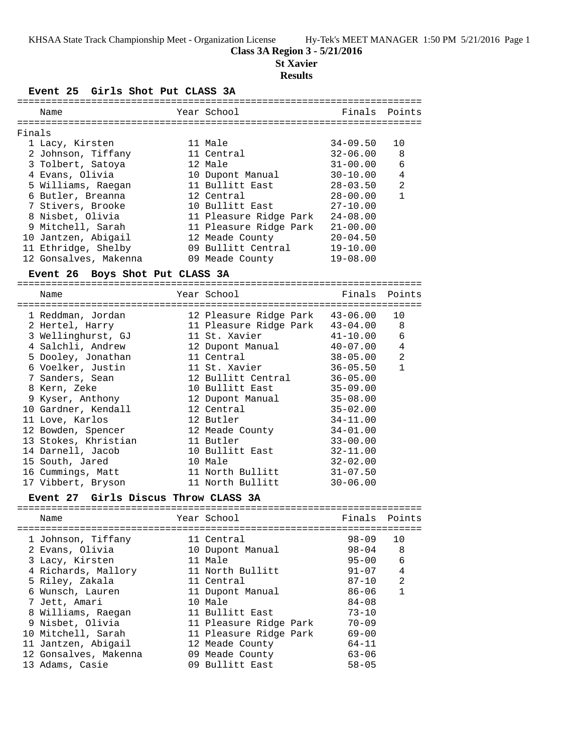## Class 3A Region 3 - 5/21/2016

## St Xavier

## Results

### Event 25 Girls Shot Put CLASS 3A

Finals

| Name | Year | School | Finals | Points |
|---|---|---|---|---|
| 1 Lacy, Kirsten | 11 | Male | 34-09.50 | 10 |
| 2 Johnson, Tiffany | 11 | Central | 32-06.00 | 8 |
| 3 Tolbert, Satoya | 12 | Male | 31-00.00 | 6 |
| 4 Evans, Olivia | 10 | Dupont Manual | 30-10.00 | 4 |
| 5 Williams, Raegan | 11 | Bullitt East | 28-03.50 | 2 |
| 6 Butler, Breanna | 12 | Central | 28-00.00 | 1 |
| 7 Stivers, Brooke | 10 | Bullitt East | 27-10.00 | |
| 8 Nisbet, Olivia | 11 | Pleasure Ridge Park | 24-08.00 | |
| 9 Mitchell, Sarah | 11 | Pleasure Ridge Park | 21-00.00 | |
| 10 Jantzen, Abigail | 12 | Meade County | 20-04.50 | |
| 11 Ethridge, Shelby | 09 | Bullitt Central | 19-10.00 | |
| 12 Gonsalves, Makenna | 09 | Meade County | 19-08.00 | |

### Event 26 Boys Shot Put CLASS 3A

| Name | Year | School | Finals | Points |
|---|---|---|---|---|
| 1 Reddman, Jordan | 12 | Pleasure Ridge Park | 43-06.00 | 10 |
| 2 Hertel, Harry | 11 | Pleasure Ridge Park | 43-04.00 | 8 |
| 3 Wellinghurst, GJ | 11 | St. Xavier | 41-10.00 | 6 |
| 4 Salchli, Andrew | 12 | Dupont Manual | 40-07.00 | 4 |
| 5 Dooley, Jonathan | 11 | Central | 38-05.00 | 2 |
| 6 Voelker, Justin | 11 | St. Xavier | 36-05.50 | 1 |
| 7 Sanders, Sean | 12 | Bullitt Central | 36-05.00 | |
| 8 Kern, Zeke | 10 | Bullitt East | 35-09.00 | |
| 9 Kyser, Anthony | 12 | Dupont Manual | 35-08.00 | |
| 10 Gardner, Kendall | 12 | Central | 35-02.00 | |
| 11 Love, Karlos | 12 | Butler | 34-11.00 | |
| 12 Bowden, Spencer | 12 | Meade County | 34-01.00 | |
| 13 Stokes, Khristian | 11 | Butler | 33-00.00 | |
| 14 Darnell, Jacob | 10 | Bullitt East | 32-11.00 | |
| 15 South, Jared | 10 | Male | 32-02.00 | |
| 16 Cummings, Matt | 11 | North Bullitt | 31-07.50 | |
| 17 Vibbert, Bryson | 11 | North Bullitt | 30-06.00 | |

### Event 27 Girls Discus Throw CLASS 3A

| Name | Year | School | Finals | Points |
|---|---|---|---|---|
| 1 Johnson, Tiffany | 11 | Central | 98-09 | 10 |
| 2 Evans, Olivia | 10 | Dupont Manual | 98-04 | 8 |
| 3 Lacy, Kirsten | 11 | Male | 95-00 | 6 |
| 4 Richards, Mallory | 11 | North Bullitt | 91-07 | 4 |
| 5 Riley, Zakala | 11 | Central | 87-10 | 2 |
| 6 Wunsch, Lauren | 11 | Dupont Manual | 86-06 | 1 |
| 7 Jett, Amari | 10 | Male | 84-08 | |
| 8 Williams, Raegan | 11 | Bullitt East | 73-10 | |
| 9 Nisbet, Olivia | 11 | Pleasure Ridge Park | 70-09 | |
| 10 Mitchell, Sarah | 11 | Pleasure Ridge Park | 69-00 | |
| 11 Jantzen, Abigail | 12 | Meade County | 64-11 | |
| 12 Gonsalves, Makenna | 09 | Meade County | 63-06 | |
| 13 Adams, Casie | 09 | Bullitt East | 58-05 | |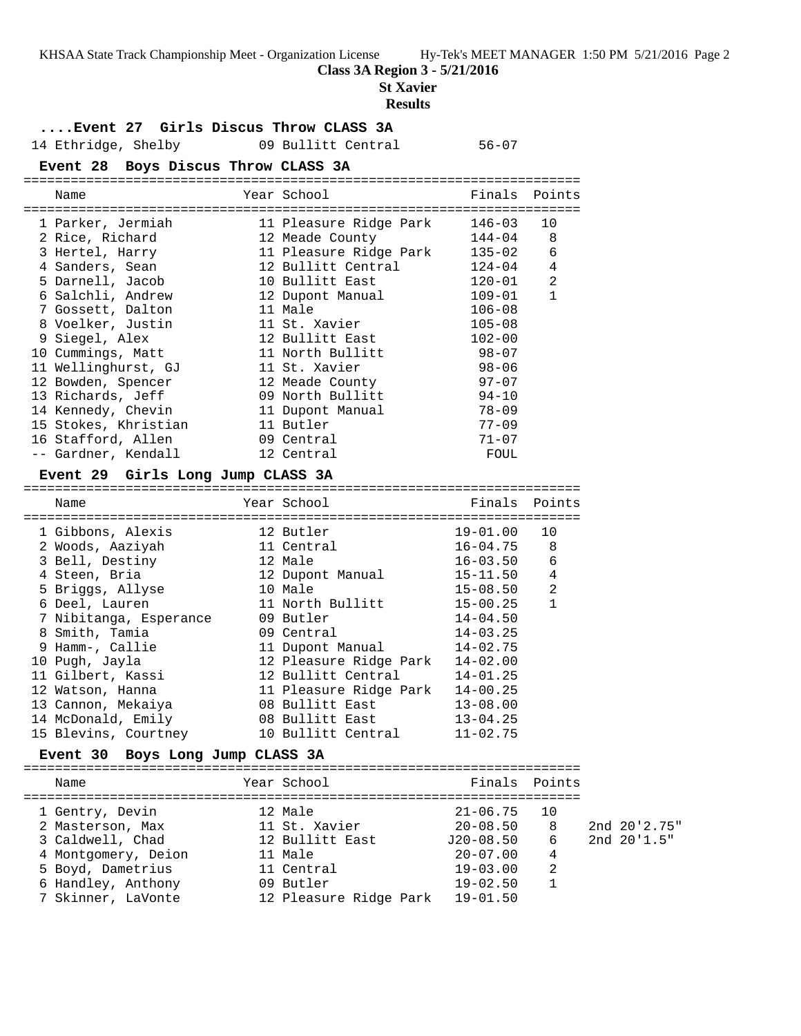**Class 3A Region 3 - 5/21/2016**

**St Xavier**

**Results**

### ....Event 27 Girls Discus Throw CLASS 3A

| Name | Year | School | Finals | Points |
|---|---|---|---|---|
| 14 Ethridge, Shelby | 09 | Bullitt Central | 56-07 | |

### Event 28 Boys Discus Throw CLASS 3A

| Name | Year | School | Finals | Points |
|---|---|---|---|---|
| 1 Parker, Jermiah | 11 | Pleasure Ridge Park | 146-03 | 10 |
| 2 Rice, Richard | 12 | Meade County | 144-04 | 8 |
| 3 Hertel, Harry | 11 | Pleasure Ridge Park | 135-02 | 6 |
| 4 Sanders, Sean | 12 | Bullitt Central | 124-04 | 4 |
| 5 Darnell, Jacob | 10 | Bullitt East | 120-01 | 2 |
| 6 Salchli, Andrew | 12 | Dupont Manual | 109-01 | 1 |
| 7 Gossett, Dalton | 11 | Male | 106-08 | |
| 8 Voelker, Justin | 11 | St. Xavier | 105-08 | |
| 9 Siegel, Alex | 12 | Bullitt East | 102-00 | |
| 10 Cummings, Matt | 11 | North Bullitt | 98-07 | |
| 11 Wellinghurst, GJ | 11 | St. Xavier | 98-06 | |
| 12 Bowden, Spencer | 12 | Meade County | 97-07 | |
| 13 Richards, Jeff | 09 | North Bullitt | 94-10 | |
| 14 Kennedy, Chevin | 11 | Dupont Manual | 78-09 | |
| 15 Stokes, Khristian | 11 | Butler | 77-09 | |
| 16 Stafford, Allen | 09 | Central | 71-07 | |
| -- Gardner, Kendall | 12 | Central | FOUL | |

### Event 29 Girls Long Jump CLASS 3A

| Name | Year | School | Finals | Points |
|---|---|---|---|---|
| 1 Gibbons, Alexis | 12 | Butler | 19-01.00 | 10 |
| 2 Woods, Aaziyah | 11 | Central | 16-04.75 | 8 |
| 3 Bell, Destiny | 12 | Male | 16-03.50 | 6 |
| 4 Steen, Bria | 12 | Dupont Manual | 15-11.50 | 4 |
| 5 Briggs, Allyse | 10 | Male | 15-08.50 | 2 |
| 6 Deel, Lauren | 11 | North Bullitt | 15-00.25 | 1 |
| 7 Nibitanga, Esperance | 09 | Butler | 14-04.50 | |
| 8 Smith, Tamia | 09 | Central | 14-03.25 | |
| 9 Hamm-, Callie | 11 | Dupont Manual | 14-02.75 | |
| 10 Pugh, Jayla | 12 | Pleasure Ridge Park | 14-02.00 | |
| 11 Gilbert, Kassi | 12 | Bullitt Central | 14-01.25 | |
| 12 Watson, Hanna | 11 | Pleasure Ridge Park | 14-00.25 | |
| 13 Cannon, Mekaiya | 08 | Bullitt East | 13-08.00 | |
| 14 McDonald, Emily | 08 | Bullitt East | 13-04.25 | |
| 15 Blevins, Courtney | 10 | Bullitt Central | 11-02.75 | |

### Event 30 Boys Long Jump CLASS 3A

| Name | Year | School | Finals | Points | |
|---|---|---|---|---|---|
| 1 Gentry, Devin | 12 | Male | 21-06.75 | 10 | |
| 2 Masterson, Max | 11 | St. Xavier | 20-08.50 | 8 | 2nd 20'2.75" |
| 3 Caldwell, Chad | 12 | Bullitt East | J20-08.50 | 6 | 2nd 20'1.5" |
| 4 Montgomery, Deion | 11 | Male | 20-07.00 | 4 | |
| 5 Boyd, Dametrius | 11 | Central | 19-03.00 | 2 | |
| 6 Handley, Anthony | 09 | Butler | 19-02.50 | 1 | |
| 7 Skinner, LaVonte | 12 | Pleasure Ridge Park | 19-01.50 | | |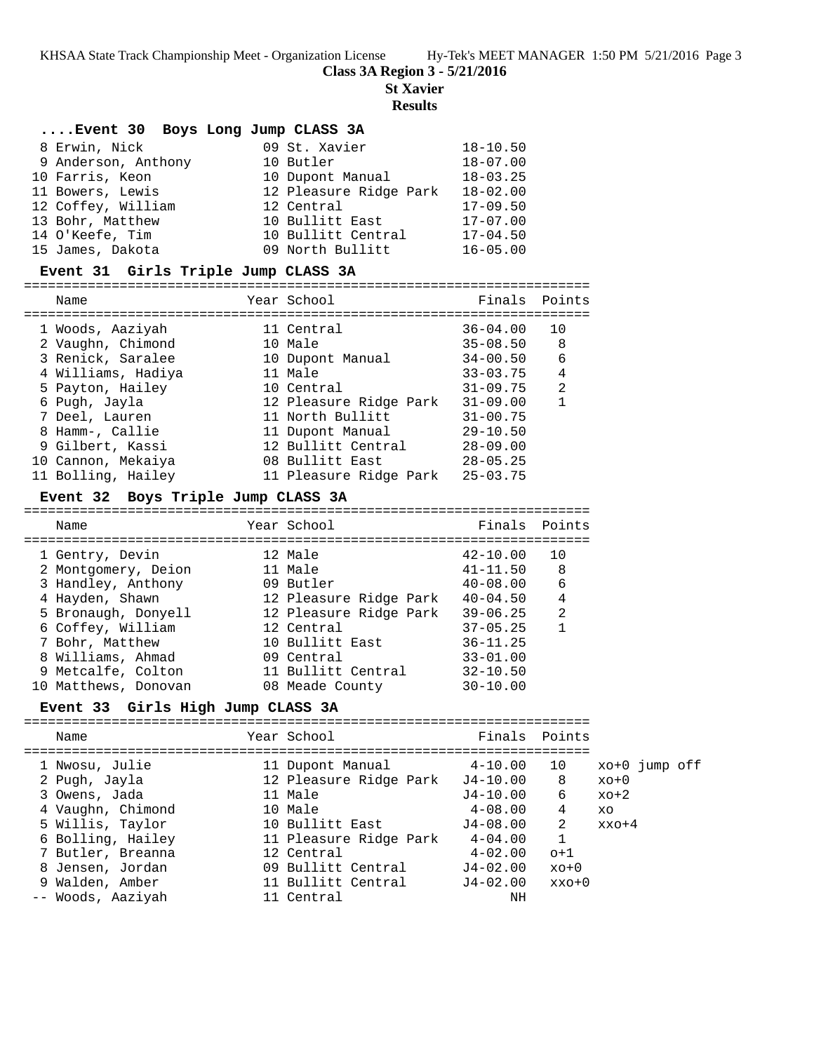**Class 3A Region 3 - 5/21/2016**

**St Xavier**

**Results**

### ....Event 30 Boys Long Jump CLASS 3A

| Name | Year | School | Finals |
|---|---|---|---|
| 8 Erwin, Nick | 09 | St. Xavier | 18-10.50 |
| 9 Anderson, Anthony | 10 | Butler | 18-07.00 |
| 10 Farris, Keon | 10 | Dupont Manual | 18-03.25 |
| 11 Bowers, Lewis | 12 | Pleasure Ridge Park | 18-02.00 |
| 12 Coffey, William | 12 | Central | 17-09.50 |
| 13 Bohr, Matthew | 10 | Bullitt East | 17-07.00 |
| 14 O'Keefe, Tim | 10 | Bullitt Central | 17-04.50 |
| 15 James, Dakota | 09 | North Bullitt | 16-05.00 |

### Event 31 Girls Triple Jump CLASS 3A

| Name | Year | School | Finals | Points |
|---|---|---|---|---|
| 1 Woods, Aaziyah | 11 | Central | 36-04.00 | 10 |
| 2 Vaughn, Chimond | 10 | Male | 35-08.50 | 8 |
| 3 Renick, Saralee | 10 | Dupont Manual | 34-00.50 | 6 |
| 4 Williams, Hadiya | 11 | Male | 33-03.75 | 4 |
| 5 Payton, Hailey | 10 | Central | 31-09.75 | 2 |
| 6 Pugh, Jayla | 12 | Pleasure Ridge Park | 31-09.00 | 1 |
| 7 Deel, Lauren | 11 | North Bullitt | 31-00.75 | |
| 8 Hamm-, Callie | 11 | Dupont Manual | 29-10.50 | |
| 9 Gilbert, Kassi | 12 | Bullitt Central | 28-09.00 | |
| 10 Cannon, Mekaiya | 08 | Bullitt East | 28-05.25 | |
| 11 Bolling, Hailey | 11 | Pleasure Ridge Park | 25-03.75 | |

### Event 32 Boys Triple Jump CLASS 3A

| Name | Year | School | Finals | Points |
|---|---|---|---|---|
| 1 Gentry, Devin | 12 | Male | 42-10.00 | 10 |
| 2 Montgomery, Deion | 11 | Male | 41-11.50 | 8 |
| 3 Handley, Anthony | 09 | Butler | 40-08.00 | 6 |
| 4 Hayden, Shawn | 12 | Pleasure Ridge Park | 40-04.50 | 4 |
| 5 Bronaugh, Donyell | 12 | Pleasure Ridge Park | 39-06.25 | 2 |
| 6 Coffey, William | 12 | Central | 37-05.25 | 1 |
| 7 Bohr, Matthew | 10 | Bullitt East | 36-11.25 | |
| 8 Williams, Ahmad | 09 | Central | 33-01.00 | |
| 9 Metcalfe, Colton | 11 | Bullitt Central | 32-10.50 | |
| 10 Matthews, Donovan | 08 | Meade County | 30-10.00 | |

### Event 33 Girls High Jump CLASS 3A

| Name | Year | School | Finals | Points | |
|---|---|---|---|---|---|
| 1 Nwosu, Julie | 11 | Dupont Manual | 4-10.00 | 10 | xo+0 jump off |
| 2 Pugh, Jayla | 12 | Pleasure Ridge Park | J4-10.00 | 8 | xo+0 |
| 3 Owens, Jada | 11 | Male | J4-10.00 | 6 | xo+2 |
| 4 Vaughn, Chimond | 10 | Male | 4-08.00 | 4 | xo |
| 5 Willis, Taylor | 10 | Bullitt East | J4-08.00 | 2 | xxo+4 |
| 6 Bolling, Hailey | 11 | Pleasure Ridge Park | 4-04.00 | 1 | |
| 7 Butler, Breanna | 12 | Central | 4-02.00 | o+1 | |
| 8 Jensen, Jordan | 09 | Bullitt Central | J4-02.00 | xo+0 | |
| 9 Walden, Amber | 11 | Bullitt Central | J4-02.00 | xxo+0 | |
| -- Woods, Aaziyah | 11 | Central | NH | | |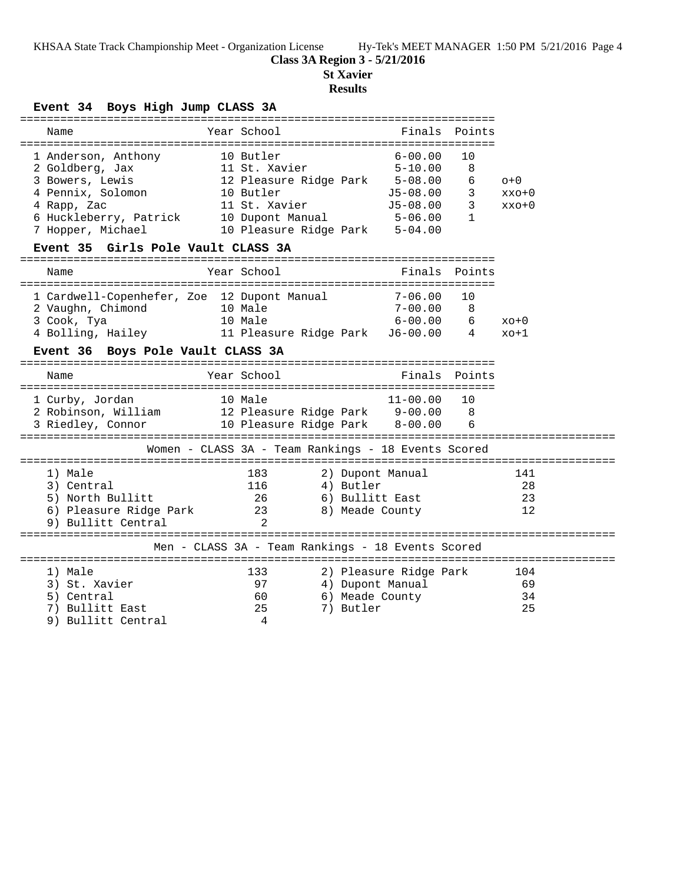**Class 3A Region 3 - 5/21/2016**

**St Xavier**

**Results**

### Event 34 Boys High Jump CLASS 3A

| Name | Year | School | Finals | Points | |
|---|---|---|---|---|---|
| 1 Anderson, Anthony | 10 | Butler | 6-00.00 | 10 | |
| 2 Goldberg, Jax | 11 | St. Xavier | 5-10.00 | 8 | |
| 3 Bowers, Lewis | 12 | Pleasure Ridge Park | 5-08.00 | 6 | o+0 |
| 4 Pennix, Solomon | 10 | Butler | J5-08.00 | 3 | xxo+0 |
| 4 Rapp, Zac | 11 | St. Xavier | J5-08.00 | 3 | xxo+0 |
| 6 Huckleberry, Patrick | 10 | Dupont Manual | 5-06.00 | 1 | |
| 7 Hopper, Michael | 10 | Pleasure Ridge Park | 5-04.00 | | |

### Event 35 Girls Pole Vault CLASS 3A

| Name | Year | School | Finals | Points | |
|---|---|---|---|---|---|
| 1 Cardwell-Copenhefer, Zoe | 12 | Dupont Manual | 7-06.00 | 10 | |
| 2 Vaughn, Chimond | 10 | Male | 7-00.00 | 8 | |
| 3 Cook, Tya | 10 | Male | 6-00.00 | 6 | xo+0 |
| 4 Bolling, Hailey | 11 | Pleasure Ridge Park | J6-00.00 | 4 | xo+1 |

### Event 36 Boys Pole Vault CLASS 3A

| Name | Year | School | Finals | Points |
|---|---|---|---|---|
| 1 Curby, Jordan | 10 | Male | 11-00.00 | 10 |
| 2 Robinson, William | 12 | Pleasure Ridge Park | 9-00.00 | 8 |
| 3 Riedley, Connor | 10 | Pleasure Ridge Park | 8-00.00 | 6 |

### Women - CLASS 3A - Team Rankings - 18 Events Scored

| | | | |
|---|---|---|---|
| 1) Male | 183 | 2) Dupont Manual | 141 |
| 3) Central | 116 | 4) Butler | 28 |
| 5) North Bullitt | 26 | 6) Bullitt East | 23 |
| 6) Pleasure Ridge Park | 23 | 8) Meade County | 12 |
| 9) Bullitt Central | 2 | | |

### Men - CLASS 3A - Team Rankings - 18 Events Scored

| | | | |
|---|---|---|---|
| 1) Male | 133 | 2) Pleasure Ridge Park | 104 |
| 3) St. Xavier | 97 | 4) Dupont Manual | 69 |
| 5) Central | 60 | 6) Meade County | 34 |
| 7) Bullitt East | 25 | 7) Butler | 25 |
| 9) Bullitt Central | 4 | | |